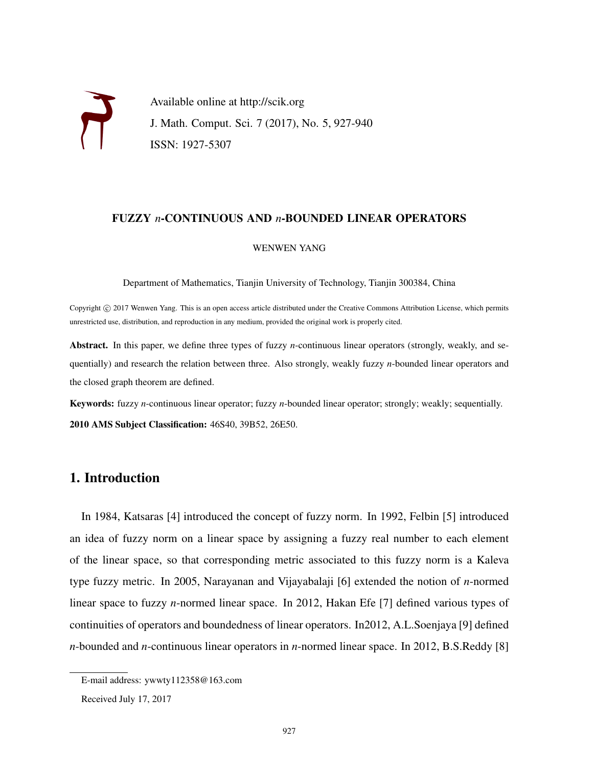Available online at http://scik.org

J. Math. Comput. Sci. 7 (2017), No. 5, 927-940

ISSN: 1927-5307

# FUZZY $n$-CONTINUOUS AND $n$-BOUNDED LINEAR OPERATORS

WENWEN YANG

Department of Mathematics, Tianjin University of Technology, Tianjin 300384, China

Copyright © 2017 Wenwen Yang. This is an open access article distributed under the Creative Commons Attribution License, which permits unrestricted use, distribution, and reproduction in any medium, provided the original work is properly cited.

**Abstract.** In this paper, we define three types of fuzzy $n$-continuous linear operators (strongly, weakly, and sequentially) and research the relation between three. Also strongly, weakly fuzzy $n$-bounded linear operators and the closed graph theorem are defined.

**Keywords:** fuzzy $n$-continuous linear operator; fuzzy $n$-bounded linear operator; strongly; weakly; sequentially.

**2010 AMS Subject Classification:** 46S40, 39B52, 26E50.

## 1. Introduction

In 1984, Katsaras [4] introduced the concept of fuzzy norm. In 1992, Felbin [5] introduced an idea of fuzzy norm on a linear space by assigning a fuzzy real number to each element of the linear space, so that corresponding metric associated to this fuzzy norm is a Kaleva type fuzzy metric. In 2005, Narayanan and Vijayabalaji [6] extended the notion of $n$-normed linear space to fuzzy $n$-normed linear space. In 2012, Hakan Efe [7] defined various types of continuities of operators and boundedness of linear operators. In2012, A.L.Soenjaya [9] defined $n$-bounded and $n$-continuous linear operators in $n$-normed linear space. In 2012, B.S.Reddy [8]

E-mail address: ywwty112358@163.com

Received July 17, 2017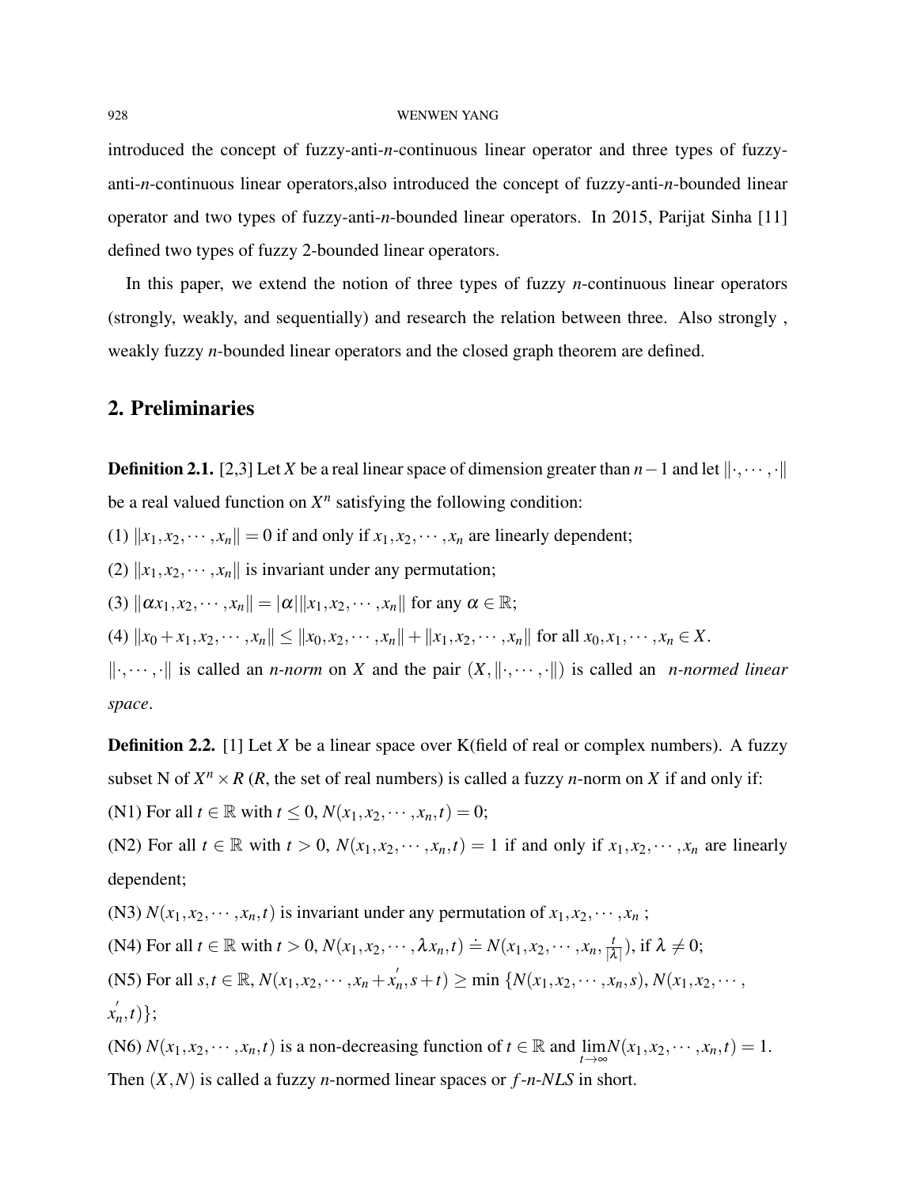introduced the concept of fuzzy-anti-$n$-continuous linear operator and three types of fuzzy-anti-$n$-continuous linear operators,also introduced the concept of fuzzy-anti-$n$-bounded linear operator and two types of fuzzy-anti-$n$-bounded linear operators. In 2015, Parijat Sinha [11] defined two types of fuzzy 2-bounded linear operators.

In this paper, we extend the notion of three types of fuzzy $n$-continuous linear operators (strongly, weakly, and sequentially) and research the relation between three. Also strongly , weakly fuzzy $n$-bounded linear operators and the closed graph theorem are defined.

## 2. Preliminaries

**Definition 2.1.** [2,3] Let $X$ be a real linear space of dimension greater than $n-1$ and let $\|\cdot,\cdots,\cdot\|$ be a real valued function on $X^n$ satisfying the following condition:

(1) $\|x_1,x_2,\cdots,x_n\| = 0$ if and only if $x_1,x_2,\cdots,x_n$ are linearly dependent;

(2) $\|x_1,x_2,\cdots,x_n\|$ is invariant under any permutation;

(3) $\|\alpha x_1,x_2,\cdots,x_n\| = |\alpha|\|x_1,x_2,\cdots,x_n\|$ for any $\alpha \in \mathbb{R}$;

(4) $\|x_0+x_1,x_2,\cdots,x_n\| \leq \|x_0,x_2,\cdots,x_n\| + \|x_1,x_2,\cdots,x_n\|$ for all $x_0,x_1,\cdots,x_n \in X$.

$\|\cdot,\cdots,\cdot\|$ is called an *n-norm* on $X$ and the pair $(X,\|\cdot,\cdots,\cdot\|)$ is called an *n-normed linear space*.

**Definition 2.2.** [1] Let $X$ be a linear space over K(field of real or complex numbers). A fuzzy subset N of $X^n \times R$ ($R$, the set of real numbers) is called a fuzzy $n$-norm on $X$ if and only if:

(N1) For all $t \in \mathbb{R}$ with $t \leq 0$, $N(x_1,x_2,\cdots,x_n,t) = 0$;

(N2) For all $t \in \mathbb{R}$ with $t > 0$, $N(x_1,x_2,\cdots,x_n,t) = 1$ if and only if $x_1,x_2,\cdots,x_n$ are linearly dependent;

(N3) $N(x_1,x_2,\cdots,x_n,t)$ is invariant under any permutation of $x_1,x_2,\cdots,x_n$ ;

(N4) For all $t \in \mathbb{R}$ with $t > 0$, $N(x_1,x_2,\cdots,\lambda x_n,t) \doteq N(x_1,x_2,\cdots,x_n,\frac{t}{|\lambda|})$, if $\lambda \neq 0$;

(N5) For all $s,t \in \mathbb{R}$, $N(x_1,x_2,\cdots,x_n+x_n^{'},s+t) \geq \min\{N(x_1,x_2,\cdots,x_n,s), N(x_1,x_2,\cdots,x_n^{'},t)\}$;

(N6) $N(x_1,x_2,\cdots,x_n,t)$ is a non-decreasing function of $t \in \mathbb{R}$ and $\lim\limits_{t\to\infty} N(x_1,x_2,\cdots,x_n,t) = 1$.

Then $(X,N)$ is called a fuzzy $n$-normed linear spaces or *f-n-NLS* in short.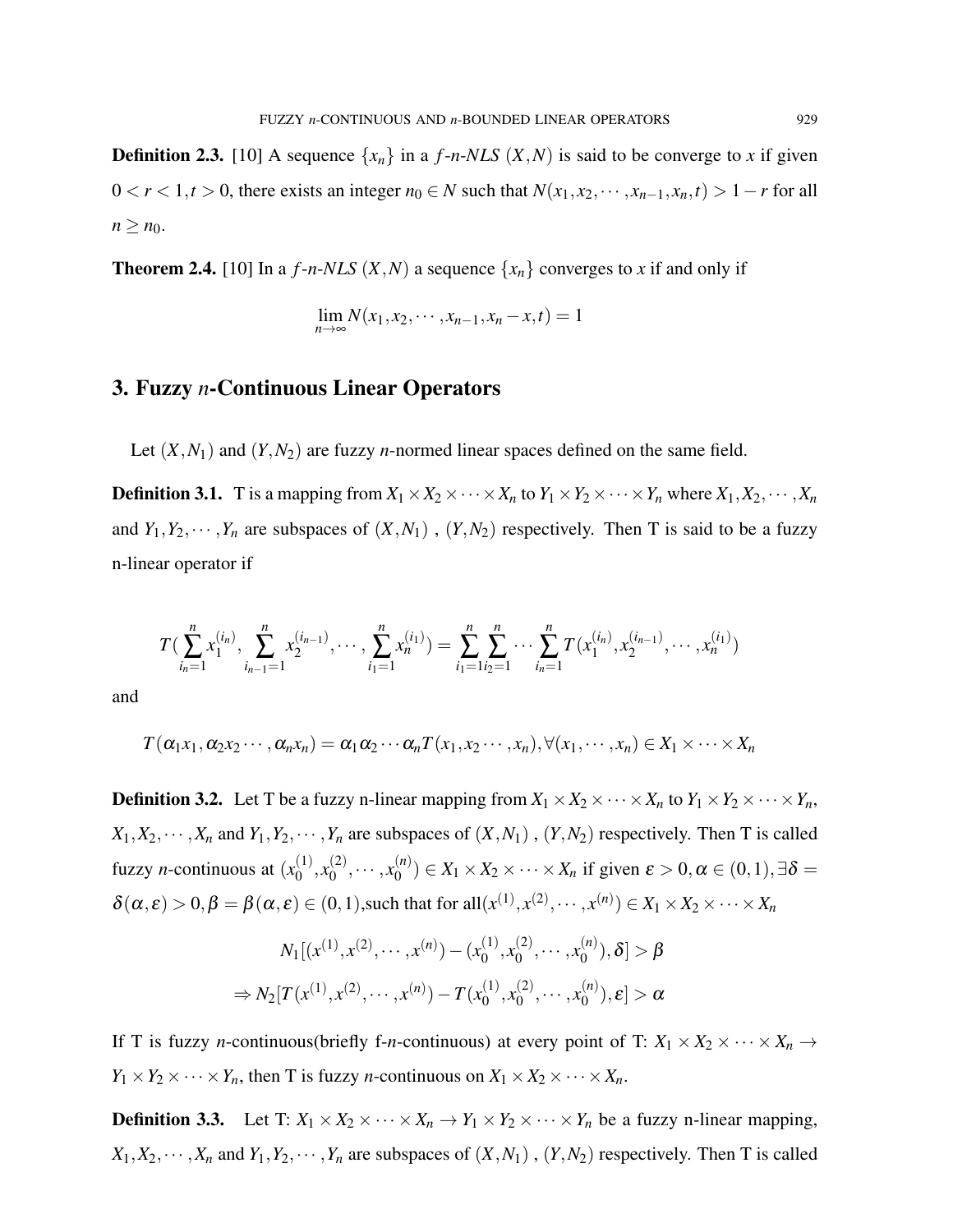**Definition 2.3.** [10] A sequence $\{x_n\}$ in a $f$-$n$-$NLS$ $(X,N)$ is said to be converge to $x$ if given $0 < r < 1, t > 0$, there exists an integer $n_0 \in N$ such that $N(x_1, x_2, \cdots, x_{n-1}, x_n, t) > 1 - r$ for all $n \geq n_0$.

**Theorem 2.4.** [10] In a $f$-$n$-$NLS$ $(X,N)$ a sequence $\{x_n\}$ converges to $x$ if and only if

$$\lim_{n\to\infty} N(x_1, x_2, \cdots, x_{n-1}, x_n - x, t) = 1$$

## 3. Fuzzy $n$-Continuous Linear Operators

Let $(X,N_1)$ and $(Y,N_2)$ are fuzzy $n$-normed linear spaces defined on the same field.

**Definition 3.1.** T is a mapping from $X_1 \times X_2 \times \cdots \times X_n$ to $Y_1 \times Y_2 \times \cdots \times Y_n$ where $X_1, X_2, \cdots, X_n$ and $Y_1, Y_2, \cdots, Y_n$ are subspaces of $(X,N_1)$ , $(Y,N_2)$ respectively. Then T is said to be a fuzzy n-linear operator if

$$T(\sum_{i_n=1}^{n} x_1^{(i_n)}, \sum_{i_{n-1}=1}^{n} x_2^{(i_{n-1})}, \cdots, \sum_{i_1=1}^{n} x_n^{(i_1)}) = \sum_{i_1=1}^{n}\sum_{i_2=1}^{n} \cdots \sum_{i_n=1}^{n} T(x_1^{(i_n)}, x_2^{(i_{n-1})}, \cdots, x_n^{(i_1)})$$

and

$$T(\alpha_1 x_1, \alpha_2 x_2 \cdots, \alpha_n x_n) = \alpha_1 \alpha_2 \cdots \alpha_n T(x_1, x_2 \cdots, x_n), \forall (x_1, \cdots, x_n) \in X_1 \times \cdots \times X_n$$

**Definition 3.2.** Let T be a fuzzy n-linear mapping from $X_1 \times X_2 \times \cdots \times X_n$ to $Y_1 \times Y_2 \times \cdots \times Y_n$, $X_1, X_2, \cdots, X_n$ and $Y_1, Y_2, \cdots, Y_n$ are subspaces of $(X,N_1)$ , $(Y,N_2)$ respectively. Then T is called fuzzy $n$-continuous at $(x_0^{(1)}, x_0^{(2)}, \cdots, x_0^{(n)}) \in X_1 \times X_2 \times \cdots \times X_n$ if given $\varepsilon > 0, \alpha \in (0,1), \exists \delta = \delta(\alpha, \varepsilon) > 0, \beta = \beta(\alpha, \varepsilon) \in (0,1)$,such that for all$(x^{(1)}, x^{(2)}, \cdots, x^{(n)}) \in X_1 \times X_2 \times \cdots \times X_n$

$$N_1[(x^{(1)}, x^{(2)}, \cdots, x^{(n)}) - (x_0^{(1)}, x_0^{(2)}, \cdots, x_0^{(n)}), \delta] > \beta$$

$$\Rightarrow N_2[T(x^{(1)}, x^{(2)}, \cdots, x^{(n)}) - T(x_0^{(1)}, x_0^{(2)}, \cdots, x_0^{(n)}), \varepsilon] > \alpha$$

If T is fuzzy $n$-continuous(briefly f-$n$-continuous) at every point of T: $X_1 \times X_2 \times \cdots \times X_n \to Y_1 \times Y_2 \times \cdots \times Y_n$, then T is fuzzy $n$-continuous on $X_1 \times X_2 \times \cdots \times X_n$.

**Definition 3.3.** Let T: $X_1 \times X_2 \times \cdots \times X_n \to Y_1 \times Y_2 \times \cdots \times Y_n$ be a fuzzy n-linear mapping, $X_1, X_2, \cdots, X_n$ and $Y_1, Y_2, \cdots, Y_n$ are subspaces of $(X,N_1)$ , $(Y,N_2)$ respectively. Then T is called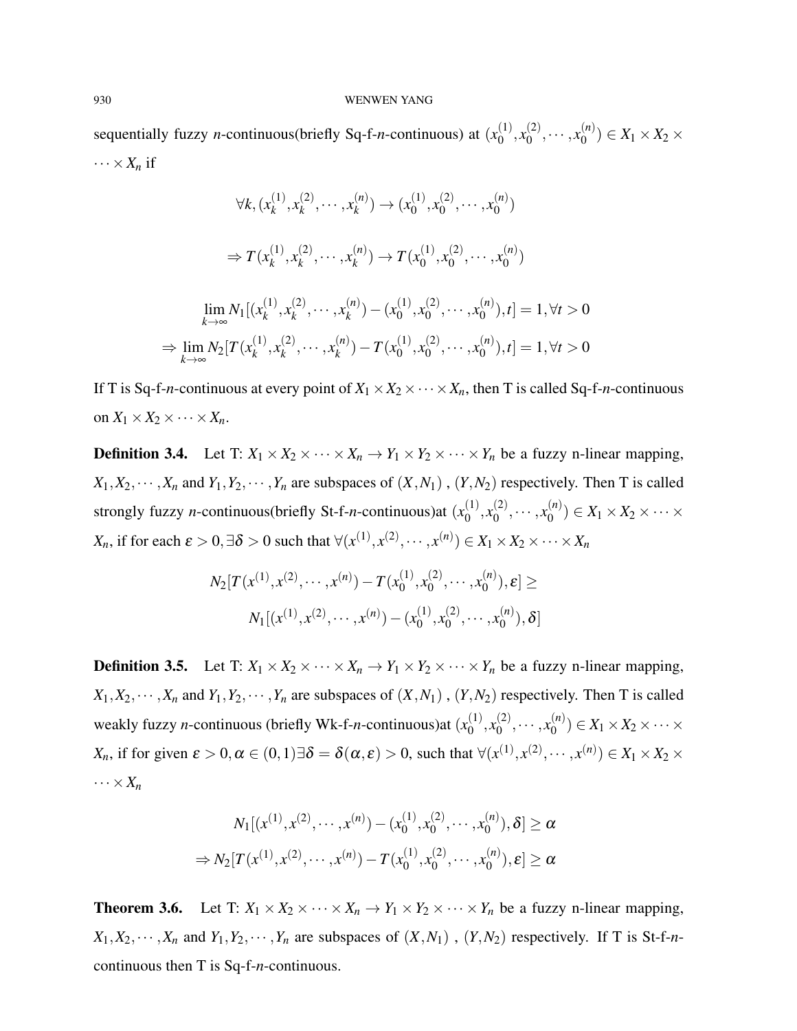sequentially fuzzy $n$-continuous(briefly Sq-f-$n$-continuous) at $(x_0^{(1)}, x_0^{(2)}, \cdots, x_0^{(n)}) \in X_1 \times X_2 \times \cdots \times X_n$ if

$$\forall k, (x_k^{(1)}, x_k^{(2)}, \cdots, x_k^{(n)}) \to (x_0^{(1)}, x_0^{(2)}, \cdots, x_0^{(n)})$$

$$\Rightarrow T(x_k^{(1)}, x_k^{(2)}, \cdots, x_k^{(n)}) \to T(x_0^{(1)}, x_0^{(2)}, \cdots, x_0^{(n)})$$

$$\lim_{k\to\infty} N_1[(x_k^{(1)}, x_k^{(2)}, \cdots, x_k^{(n)}) - (x_0^{(1)}, x_0^{(2)}, \cdots, x_0^{(n)}), t] = 1, \forall t > 0$$

$$\Rightarrow \lim_{k\to\infty} N_2[T(x_k^{(1)}, x_k^{(2)}, \cdots, x_k^{(n)}) - T(x_0^{(1)}, x_0^{(2)}, \cdots, x_0^{(n)}), t] = 1, \forall t > 0$$

If T is Sq-f-$n$-continuous at every point of $X_1 \times X_2 \times \cdots \times X_n$, then T is called Sq-f-$n$-continuous on $X_1 \times X_2 \times \cdots \times X_n$.

**Definition 3.4.** Let T: $X_1 \times X_2 \times \cdots \times X_n \to Y_1 \times Y_2 \times \cdots \times Y_n$ be a fuzzy n-linear mapping, $X_1, X_2, \cdots, X_n$ and $Y_1, Y_2, \cdots, Y_n$ are subspaces of $(X, N_1)$ , $(Y, N_2)$ respectively. Then T is called strongly fuzzy $n$-continuous(briefly St-f-$n$-continuous)at $(x_0^{(1)}, x_0^{(2)}, \cdots, x_0^{(n)}) \in X_1 \times X_2 \times \cdots \times X_n$, if for each $\varepsilon > 0, \exists \delta > 0$ such that $\forall (x^{(1)}, x^{(2)}, \cdots, x^{(n)}) \in X_1 \times X_2 \times \cdots \times X_n$

$$N_2[T(x^{(1)}, x^{(2)}, \cdots, x^{(n)}) - T(x_0^{(1)}, x_0^{(2)}, \cdots, x_0^{(n)}), \varepsilon] \geq$$
$$N_1[(x^{(1)}, x^{(2)}, \cdots, x^{(n)}) - (x_0^{(1)}, x_0^{(2)}, \cdots, x_0^{(n)}), \delta]$$

**Definition 3.5.** Let T: $X_1 \times X_2 \times \cdots \times X_n \to Y_1 \times Y_2 \times \cdots \times Y_n$ be a fuzzy n-linear mapping, $X_1, X_2, \cdots, X_n$ and $Y_1, Y_2, \cdots, Y_n$ are subspaces of $(X, N_1)$ , $(Y, N_2)$ respectively. Then T is called weakly fuzzy $n$-continuous (briefly Wk-f-$n$-continuous)at $(x_0^{(1)}, x_0^{(2)}, \cdots, x_0^{(n)}) \in X_1 \times X_2 \times \cdots \times X_n$, if for given $\varepsilon > 0, \alpha \in (0,1) \exists \delta = \delta(\alpha, \varepsilon) > 0$, such that $\forall (x^{(1)}, x^{(2)}, \cdots, x^{(n)}) \in X_1 \times X_2 \times \cdots \times X_n$

$$N_1[(x^{(1)}, x^{(2)}, \cdots, x^{(n)}) - (x_0^{(1)}, x_0^{(2)}, \cdots, x_0^{(n)}), \delta] \geq \alpha$$
$$\Rightarrow N_2[T(x^{(1)}, x^{(2)}, \cdots, x^{(n)}) - T(x_0^{(1)}, x_0^{(2)}, \cdots, x_0^{(n)}), \varepsilon] \geq \alpha$$

**Theorem 3.6.** Let T: $X_1 \times X_2 \times \cdots \times X_n \to Y_1 \times Y_2 \times \cdots \times Y_n$ be a fuzzy n-linear mapping, $X_1, X_2, \cdots, X_n$ and $Y_1, Y_2, \cdots, Y_n$ are subspaces of $(X, N_1)$ , $(Y, N_2)$ respectively. If T is St-f-$n$-continuous then T is Sq-f-$n$-continuous.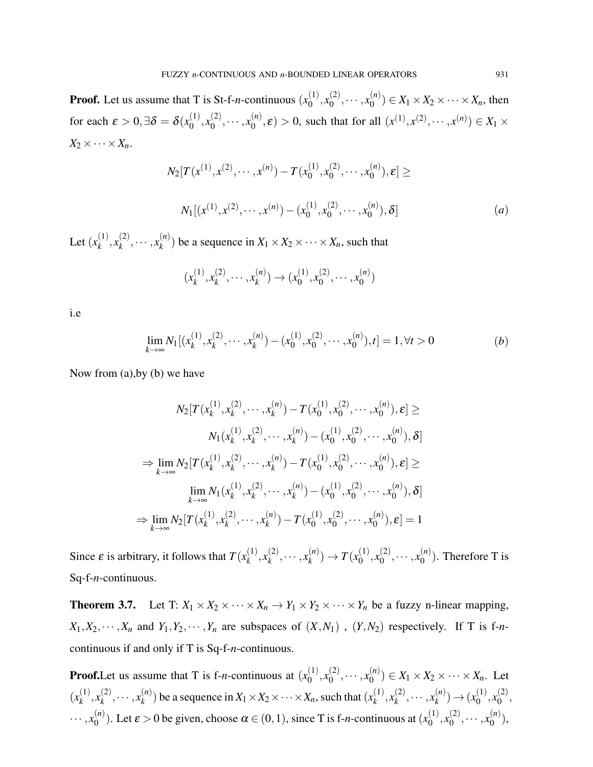**Proof.** Let us assume that T is St-f-$n$-continuous $(x_0^{(1)}, x_0^{(2)}, \cdots, x_0^{(n)}) \in X_1 \times X_2 \times \cdots \times X_n$, then for each $\varepsilon > 0, \exists \delta = \delta(x_0^{(1)}, x_0^{(2)}, \cdots, x_0^{(n)}, \varepsilon) > 0$, such that for all $(x^{(1)}, x^{(2)}, \cdots, x^{(n)}) \in X_1 \times X_2 \times \cdots \times X_n$.

$$N_2[T(x^{(1)}, x^{(2)}, \cdots, x^{(n)}) - T(x_0^{(1)}, x_0^{(2)}, \cdots, x_0^{(n)}), \varepsilon] \geq$$

$$N_1[(x^{(1)}, x^{(2)}, \cdots, x^{(n)}) - (x_0^{(1)}, x_0^{(2)}, \cdots, x_0^{(n)}), \delta] \qquad (a)$$

Let $(x_k^{(1)}, x_k^{(2)}, \cdots, x_k^{(n)})$ be a sequence in $X_1 \times X_2 \times \cdots \times X_n$, such that

$$(x_k^{(1)}, x_k^{(2)}, \cdots, x_k^{(n)}) \to (x_0^{(1)}, x_0^{(2)}, \cdots, x_0^{(n)})$$

i.e

$$\lim_{k\to\infty} N_1[(x_k^{(1)}, x_k^{(2)}, \cdots, x_k^{(n)}) - (x_0^{(1)}, x_0^{(2)}, \cdots, x_0^{(n)}), t] = 1, \forall t > 0 \qquad (b)$$

Now from (a),by (b) we have

$$N_2[T(x_k^{(1)}, x_k^{(2)}, \cdots, x_k^{(n)}) - T(x_0^{(1)}, x_0^{(2)}, \cdots, x_0^{(n)}), \varepsilon] \geq$$

$$N_1(x_k^{(1)}, x_k^{(2)}, \cdots, x_k^{(n)}) - (x_0^{(1)}, x_0^{(2)}, \cdots, x_0^{(n)}), \delta]$$

$$\Rightarrow \lim_{k\to\infty} N_2[T(x_k^{(1)}, x_k^{(2)}, \cdots, x_k^{(n)}) - T(x_0^{(1)}, x_0^{(2)}, \cdots, x_0^{(n)}), \varepsilon] \geq$$

$$\lim_{k\to\infty} N_1(x_k^{(1)}, x_k^{(2)}, \cdots, x_k^{(n)}) - (x_0^{(1)}, x_0^{(2)}, \cdots, x_0^{(n)}), \delta]$$

$$\Rightarrow \lim_{k\to\infty} N_2[T(x_k^{(1)}, x_k^{(2)}, \cdots, x_k^{(n)}) - T(x_0^{(1)}, x_0^{(2)}, \cdots, x_0^{(n)}), \varepsilon] = 1$$

Since $\varepsilon$ is arbitrary, it follows that $T(x_k^{(1)}, x_k^{(2)}, \cdots, x_k^{(n)}) \to T(x_0^{(1)}, x_0^{(2)}, \cdots, x_0^{(n)})$. Therefore T is Sq-f-$n$-continuous.

**Theorem 3.7.** Let T: $X_1 \times X_2 \times \cdots \times X_n \to Y_1 \times Y_2 \times \cdots \times Y_n$ be a fuzzy n-linear mapping, $X_1, X_2, \cdots, X_n$ and $Y_1, Y_2, \cdots, Y_n$ are subspaces of $(X, N_1)$ , $(Y, N_2)$ respectively. If T is f-$n$-continuous if and only if T is Sq-f-$n$-continuous.

**Proof.**Let us assume that T is f-$n$-continuous at $(x_0^{(1)}, x_0^{(2)}, \cdots, x_0^{(n)}) \in X_1 \times X_2 \times \cdots \times X_n$. Let $(x_k^{(1)}, x_k^{(2)}, \cdots, x_k^{(n)})$ be a sequence in $X_1 \times X_2 \times \cdots \times X_n$, such that $(x_k^{(1)}, x_k^{(2)}, \cdots, x_k^{(n)}) \to (x_0^{(1)}, x_0^{(2)}, \cdots, x_0^{(n)})$. Let $\varepsilon > 0$ be given, choose $\alpha \in (0,1)$, since T is f-$n$-continuous at $(x_0^{(1)}, x_0^{(2)}, \cdots, x_0^{(n)})$,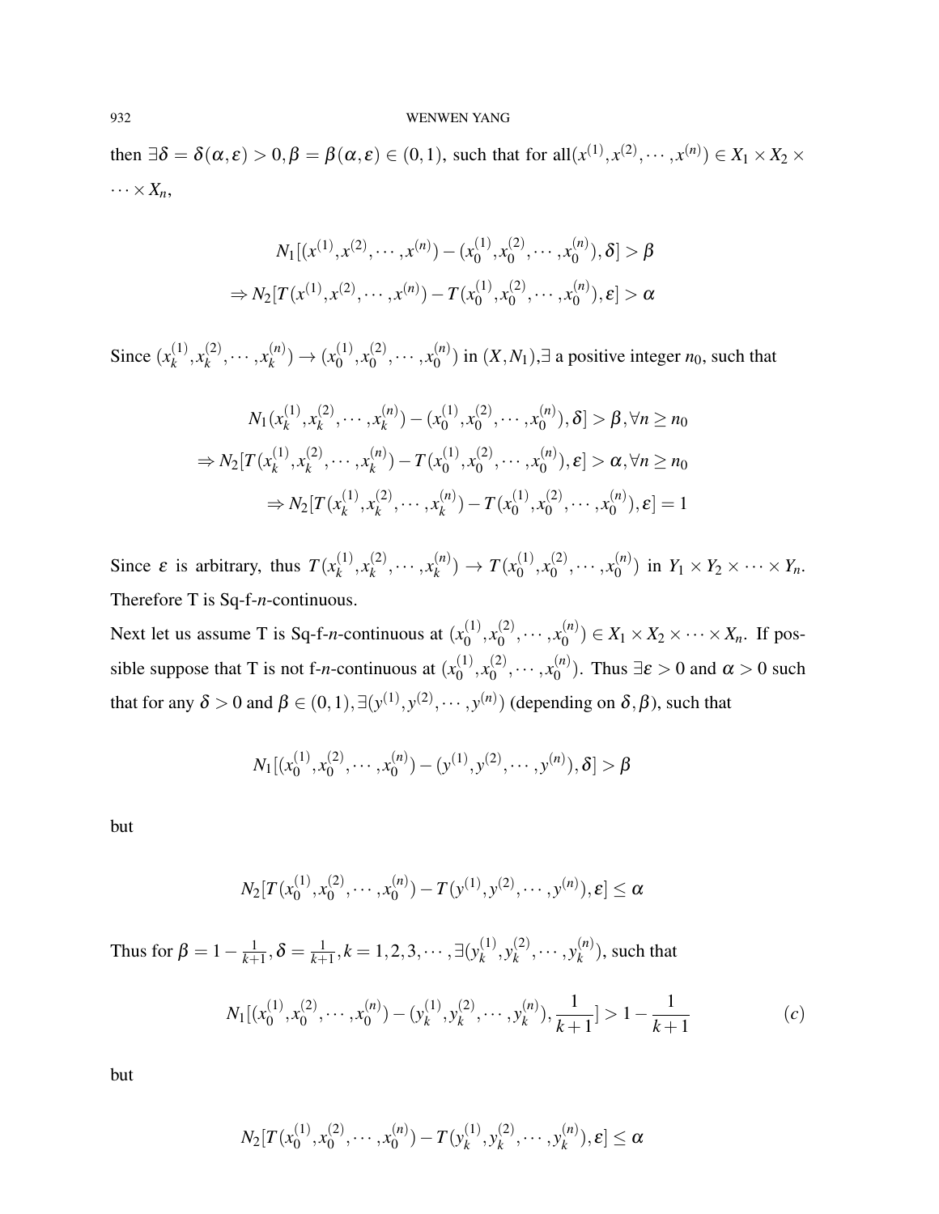then $\exists \delta = \delta(\alpha, \varepsilon) > 0, \beta = \beta(\alpha, \varepsilon) \in (0,1)$, such that for all$(x^{(1)}, x^{(2)}, \cdots, x^{(n)}) \in X_1 \times X_2 \times \cdots \times X_n$,

$$N_1[(x^{(1)}, x^{(2)}, \cdots, x^{(n)}) - (x_0^{(1)}, x_0^{(2)}, \cdots, x_0^{(n)}), \delta] > \beta$$
$$\Rightarrow N_2[T(x^{(1)}, x^{(2)}, \cdots, x^{(n)}) - T(x_0^{(1)}, x_0^{(2)}, \cdots, x_0^{(n)}), \varepsilon] > \alpha$$

Since $(x_k^{(1)}, x_k^{(2)}, \cdots, x_k^{(n)}) \to (x_0^{(1)}, x_0^{(2)}, \cdots, x_0^{(n)})$ in $(X, N_1)$,$\exists$ a positive integer $n_0$, such that

$$N_1(x_k^{(1)}, x_k^{(2)}, \cdots, x_k^{(n)}) - (x_0^{(1)}, x_0^{(2)}, \cdots, x_0^{(n)}), \delta] > \beta, \forall n \geq n_0$$
$$\Rightarrow N_2[T(x_k^{(1)}, x_k^{(2)}, \cdots, x_k^{(n)}) - T(x_0^{(1)}, x_0^{(2)}, \cdots, x_0^{(n)}), \varepsilon] > \alpha, \forall n \geq n_0$$
$$\Rightarrow N_2[T(x_k^{(1)}, x_k^{(2)}, \cdots, x_k^{(n)}) - T(x_0^{(1)}, x_0^{(2)}, \cdots, x_0^{(n)}), \varepsilon] = 1$$

Since $\varepsilon$ is arbitrary, thus $T(x_k^{(1)}, x_k^{(2)}, \cdots, x_k^{(n)}) \to T(x_0^{(1)}, x_0^{(2)}, \cdots, x_0^{(n)})$ in $Y_1 \times Y_2 \times \cdots \times Y_n$. Therefore T is Sq-f-$n$-continuous.

Next let us assume T is Sq-f-$n$-continuous at $(x_0^{(1)}, x_0^{(2)}, \cdots, x_0^{(n)}) \in X_1 \times X_2 \times \cdots \times X_n$. If possible suppose that T is not f-$n$-continuous at $(x_0^{(1)}, x_0^{(2)}, \cdots, x_0^{(n)})$. Thus $\exists \varepsilon > 0$ and $\alpha > 0$ such that for any $\delta > 0$ and $\beta \in (0,1)$, $\exists (y^{(1)}, y^{(2)}, \cdots, y^{(n)})$ (depending on $\delta, \beta$), such that

$$N_1[(x_0^{(1)}, x_0^{(2)}, \cdots, x_0^{(n)}) - (y^{(1)}, y^{(2)}, \cdots, y^{(n)}), \delta] > \beta$$

but

$$N_2[T(x_0^{(1)}, x_0^{(2)}, \cdots, x_0^{(n)}) - T(y^{(1)}, y^{(2)}, \cdots, y^{(n)}), \varepsilon] \leq \alpha$$

Thus for $\beta = 1 - \frac{1}{k+1}, \delta = \frac{1}{k+1}, k = 1, 2, 3, \cdots, \exists (y_k^{(1)}, y_k^{(2)}, \cdots, y_k^{(n)})$, such that

$$N_1[(x_0^{(1)}, x_0^{(2)}, \cdots, x_0^{(n)}) - (y_k^{(1)}, y_k^{(2)}, \cdots, y_k^{(n)}), \frac{1}{k+1}] > 1 - \frac{1}{k+1} \qquad (c)$$

but

$$N_2[T(x_0^{(1)}, x_0^{(2)}, \cdots, x_0^{(n)}) - T(y_k^{(1)}, y_k^{(2)}, \cdots, y_k^{(n)}), \varepsilon] \leq \alpha$$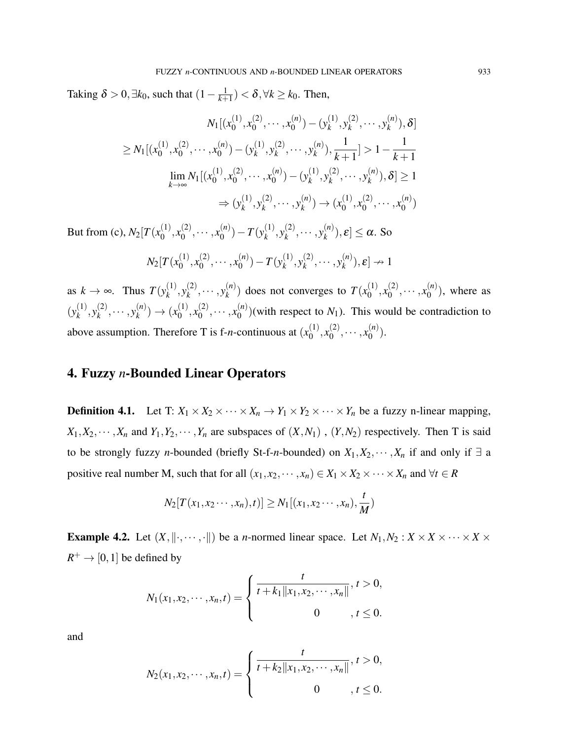Taking $\delta > 0, \exists k_0$, such that $(1 - \frac{1}{k+1}) < \delta, \forall k \geq k_0$. Then,

$$N_1[(x_0^{(1)}, x_0^{(2)}, \cdots, x_0^{(n)}) - (y_k^{(1)}, y_k^{(2)}, \cdots, y_k^{(n)}), \delta]$$

$$\geq N_1[(x_0^{(1)}, x_0^{(2)}, \cdots, x_0^{(n)}) - (y_k^{(1)}, y_k^{(2)}, \cdots, y_k^{(n)}), \frac{1}{k+1}] > 1 - \frac{1}{k+1}$$

$$\lim_{k \to \infty} N_1[(x_0^{(1)}, x_0^{(2)}, \cdots, x_0^{(n)}) - (y_k^{(1)}, y_k^{(2)}, \cdots, y_k^{(n)}), \delta] \geq 1$$

$$\Rightarrow (y_k^{(1)}, y_k^{(2)}, \cdots, y_k^{(n)}) \to (x_0^{(1)}, x_0^{(2)}, \cdots, x_0^{(n)})$$

But from (c), $N_2[T(x_0^{(1)}, x_0^{(2)}, \cdots, x_0^{(n)}) - T(y_k^{(1)}, y_k^{(2)}, \cdots, y_k^{(n)}), \varepsilon] \leq \alpha$. So

$$N_2[T(x_0^{(1)}, x_0^{(2)}, \cdots, x_0^{(n)}) - T(y_k^{(1)}, y_k^{(2)}, \cdots, y_k^{(n)}), \varepsilon] \nrightarrow 1$$

as $k \to \infty$. Thus $T(y_k^{(1)}, y_k^{(2)}, \cdots, y_k^{(n)})$ does not converges to $T(x_0^{(1)}, x_0^{(2)}, \cdots, x_0^{(n)})$, where as $(y_k^{(1)}, y_k^{(2)}, \cdots, y_k^{(n)}) \to (x_0^{(1)}, x_0^{(2)}, \cdots, x_0^{(n)})$(with respect to $N_1$). This would be contradiction to above assumption. Therefore T is f-$n$-continuous at $(x_0^{(1)}, x_0^{(2)}, \cdots, x_0^{(n)})$.

## 4. Fuzzy $n$-Bounded Linear Operators

**Definition 4.1.** Let T: $X_1 \times X_2 \times \cdots \times X_n \to Y_1 \times Y_2 \times \cdots \times Y_n$ be a fuzzy n-linear mapping, $X_1, X_2, \cdots, X_n$ and $Y_1, Y_2, \cdots, Y_n$ are subspaces of $(X, N_1)$ , $(Y, N_2)$ respectively. Then T is said to be strongly fuzzy $n$-bounded (briefly St-f-$n$-bounded) on $X_1, X_2, \cdots, X_n$ if and only if $\exists$ a positive real number M, such that for all $(x_1, x_2, \cdots, x_n) \in X_1 \times X_2 \times \cdots \times X_n$ and $\forall t \in R$

$$N_2[T(x_1, x_2 \cdots, x_n), t)] \geq N_1[(x_1, x_2 \cdots, x_n), \frac{t}{M})$$

**Example 4.2.** Let $(X, \|\cdot, \cdots, \cdot\|)$ be a $n$-normed linear space. Let $N_1, N_2 : X \times X \times \cdots \times X \times R^+ \to [0, 1]$ be defined by

$$N_1(x_1, x_2, \cdots, x_n, t) = \begin{cases} \dfrac{t}{t + k_1\|x_1, x_2, \cdots, x_n\|}, & t > 0, \\ 0 & , t \leq 0. \end{cases}$$

and

$$N_2(x_1, x_2, \cdots, x_n, t) = \begin{cases} \dfrac{t}{t + k_2\|x_1, x_2, \cdots, x_n\|}, & t > 0, \\ 0 & , t \leq 0. \end{cases}$$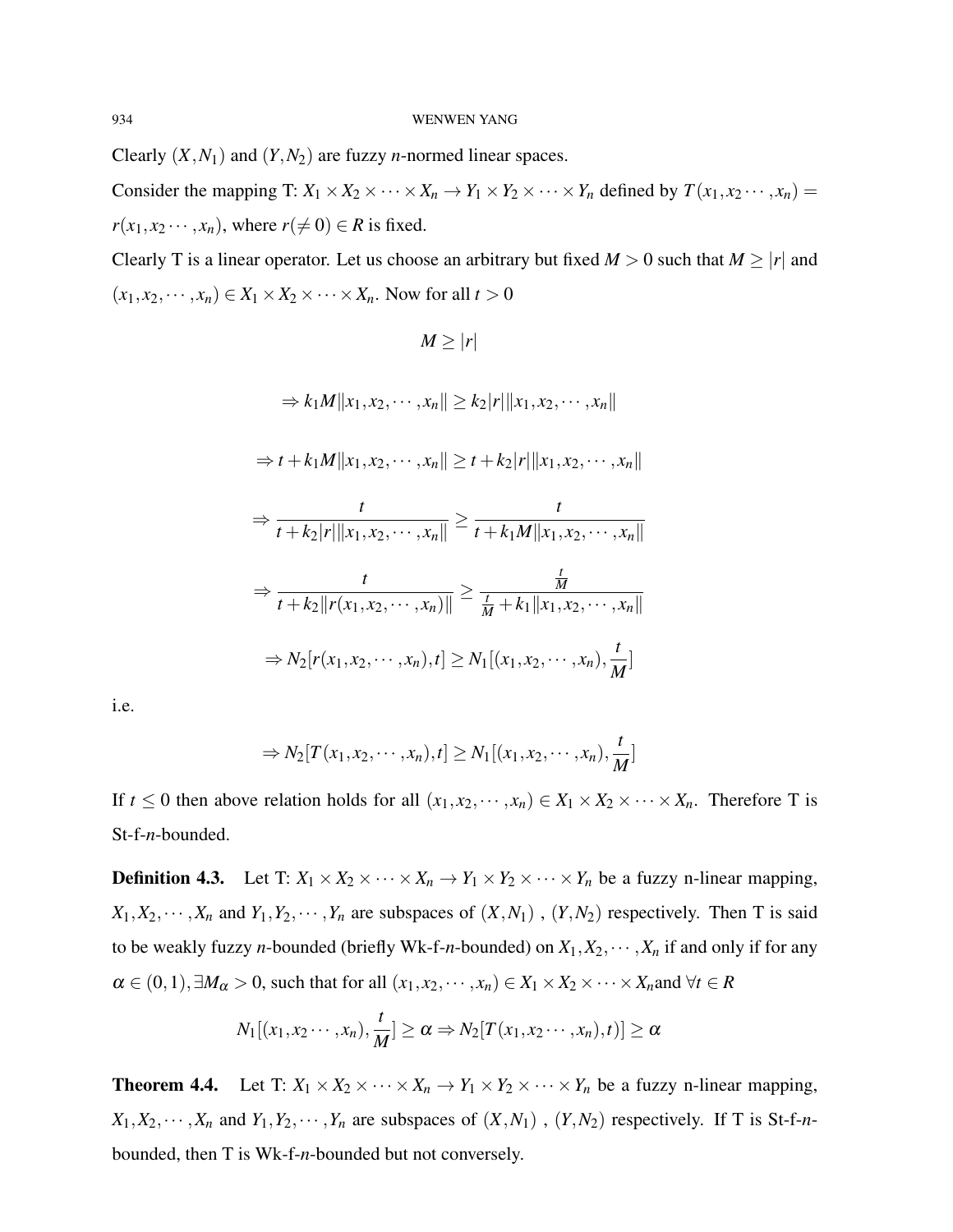Clearly $(X,N_1)$ and $(Y,N_2)$ are fuzzy $n$-normed linear spaces.

Consider the mapping T: $X_1 \times X_2 \times \cdots \times X_n \to Y_1 \times Y_2 \times \cdots \times Y_n$ defined by $T(x_1,x_2 \cdots, x_n) = r(x_1,x_2 \cdots, x_n)$, where $r(\neq 0) \in R$ is fixed.

Clearly T is a linear operator. Let us choose an arbitrary but fixed $M > 0$ such that $M \geq |r|$ and $(x_1,x_2,\cdots,x_n) \in X_1 \times X_2 \times \cdots \times X_n$. Now for all $t > 0$

$$M \geq |r|$$

$$\Rightarrow k_1 M \|x_1,x_2,\cdots,x_n\| \geq k_2 |r| \|x_1,x_2,\cdots,x_n\|$$

$$\Rightarrow t + k_1 M \|x_1,x_2,\cdots,x_n\| \geq t + k_2 |r| \|x_1,x_2,\cdots,x_n\|$$

$$\Rightarrow \frac{t}{t + k_2|r|\|x_1,x_2,\cdots,x_n\|} \geq \frac{t}{t + k_1 M \|x_1,x_2,\cdots,x_n\|}$$

$$\Rightarrow \frac{t}{t + k_2\|r(x_1,x_2,\cdots,x_n)\|} \geq \frac{\frac{t}{M}}{\frac{t}{M} + k_1 \|x_1,x_2,\cdots,x_n\|}$$

$$\Rightarrow N_2[r(x_1,x_2,\cdots,x_n),t] \geq N_1[(x_1,x_2,\cdots,x_n),\frac{t}{M}]$$

i.e.

$$\Rightarrow N_2[T(x_1,x_2,\cdots,x_n),t] \geq N_1[(x_1,x_2,\cdots,x_n),\frac{t}{M}]$$

If $t \leq 0$ then above relation holds for all $(x_1,x_2,\cdots,x_n) \in X_1 \times X_2 \times \cdots \times X_n$. Therefore T is St-f-$n$-bounded.

**Definition 4.3.** Let T: $X_1 \times X_2 \times \cdots \times X_n \to Y_1 \times Y_2 \times \cdots \times Y_n$ be a fuzzy n-linear mapping, $X_1,X_2,\cdots,X_n$ and $Y_1,Y_2,\cdots,Y_n$ are subspaces of $(X,N_1)$ , $(Y,N_2)$ respectively. Then T is said to be weakly fuzzy $n$-bounded (briefly Wk-f-$n$-bounded) on $X_1,X_2,\cdots,X_n$ if and only if for any $\alpha \in (0,1), \exists M_\alpha > 0$, such that for all $(x_1,x_2,\cdots,x_n) \in X_1 \times X_2 \times \cdots \times X_n$and $\forall t \in R$

$$N_1[(x_1,x_2 \cdots, x_n), \frac{t}{M}] \geq \alpha \Rightarrow N_2[T(x_1,x_2 \cdots, x_n),t)] \geq \alpha$$

**Theorem 4.4.** Let T: $X_1 \times X_2 \times \cdots \times X_n \to Y_1 \times Y_2 \times \cdots \times Y_n$ be a fuzzy n-linear mapping, $X_1,X_2,\cdots,X_n$ and $Y_1,Y_2,\cdots,Y_n$ are subspaces of $(X,N_1)$ , $(Y,N_2)$ respectively. If T is St-f-$n$-bounded, then T is Wk-f-$n$-bounded but not conversely.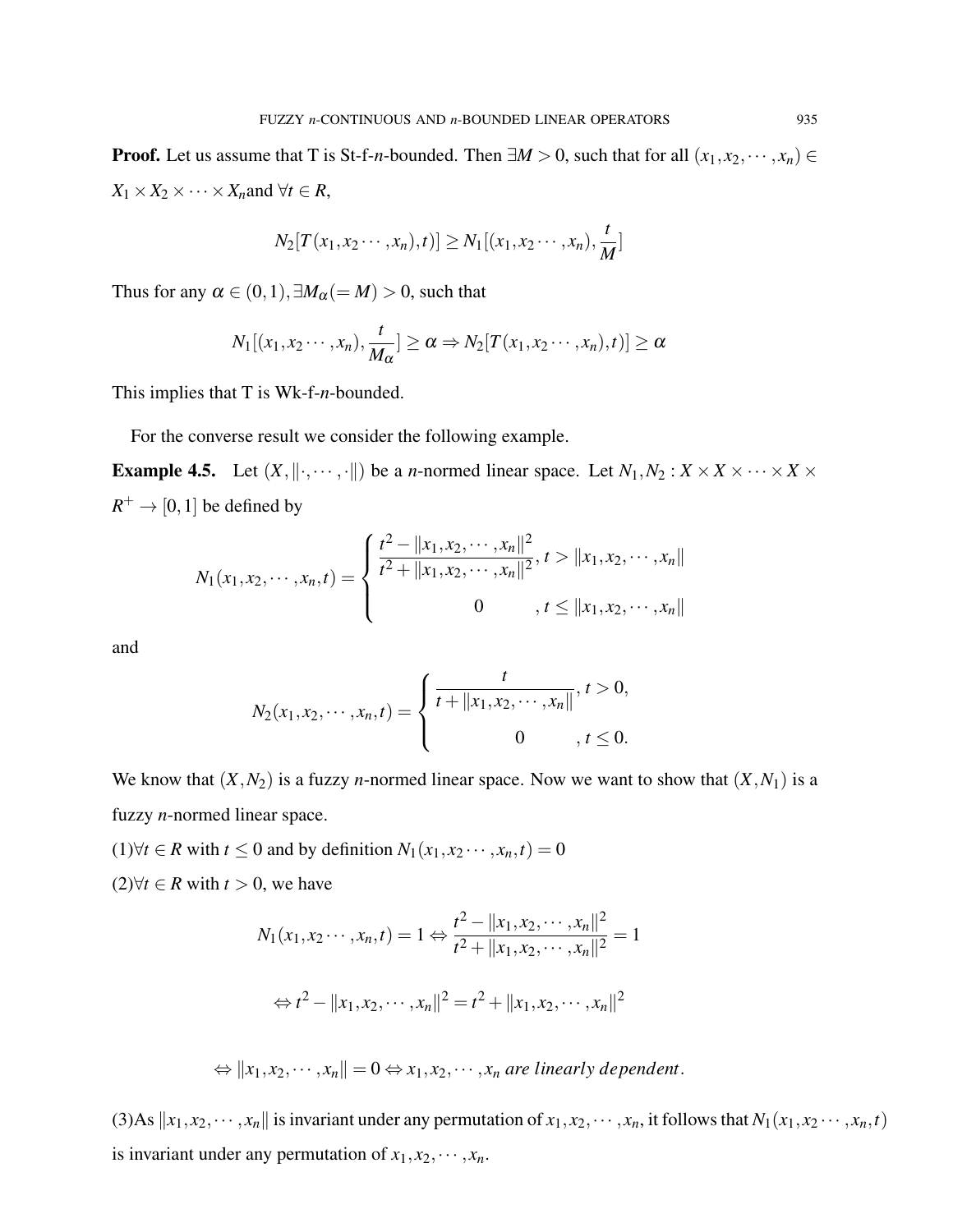**Proof.** Let us assume that T is St-f-$n$-bounded. Then $\exists M > 0$, such that for all $(x_1, x_2, \cdots, x_n) \in X_1 \times X_2 \times \cdots \times X_n$ and $\forall t \in R$,

$$N_2[T(x_1, x_2 \cdots, x_n), t)] \geq N_1[(x_1, x_2 \cdots, x_n), \frac{t}{M}]$$

Thus for any $\alpha \in (0,1), \exists M_\alpha (= M) > 0$, such that

$$N_1[(x_1, x_2 \cdots, x_n), \frac{t}{M_\alpha}] \geq \alpha \Rightarrow N_2[T(x_1, x_2 \cdots, x_n), t)] \geq \alpha$$

This implies that T is Wk-f-$n$-bounded.

For the converse result we consider the following example.

**Example 4.5.** Let $(X, \|\cdot, \cdots, \cdot\|)$ be a $n$-normed linear space. Let $N_1, N_2 : X \times X \times \cdots \times X \times R^+ \to [0,1]$ be defined by

$$N_1(x_1, x_2, \cdots, x_n, t) = \begin{cases} \dfrac{t^2 - \|x_1, x_2, \cdots, x_n\|^2}{t^2 + \|x_1, x_2, \cdots, x_n\|^2}, & t > \|x_1, x_2, \cdots, x_n\| \\ 0 & , t \leq \|x_1, x_2, \cdots, x_n\| \end{cases}$$

and

$$N_2(x_1, x_2, \cdots, x_n, t) = \begin{cases} \dfrac{t}{t + \|x_1, x_2, \cdots, x_n\|}, & t > 0, \\ 0 & , t \leq 0. \end{cases}$$

We know that $(X, N_2)$ is a fuzzy $n$-normed linear space. Now we want to show that $(X, N_1)$ is a fuzzy $n$-normed linear space.

(1)$\forall t \in R$ with $t \leq 0$ and by definition $N_1(x_1, x_2 \cdots, x_n, t) = 0$

(2)$\forall t \in R$ with $t > 0$, we have

$$N_1(x_1, x_2 \cdots, x_n, t) = 1 \Leftrightarrow \frac{t^2 - \|x_1, x_2, \cdots, x_n\|^2}{t^2 + \|x_1, x_2, \cdots, x_n\|^2} = 1$$

$$\Leftrightarrow t^2 - \|x_1, x_2, \cdots, x_n\|^2 = t^2 + \|x_1, x_2, \cdots, x_n\|^2$$

$$\Leftrightarrow \|x_1, x_2, \cdots, x_n\| = 0 \Leftrightarrow x_1, x_2, \cdots, x_n \textit{ are linearly dependent}.$$

(3)As $\|x_1, x_2, \cdots, x_n\|$ is invariant under any permutation of $x_1, x_2, \cdots, x_n$, it follows that $N_1(x_1, x_2 \cdots, x_n, t)$ is invariant under any permutation of $x_1, x_2, \cdots, x_n$.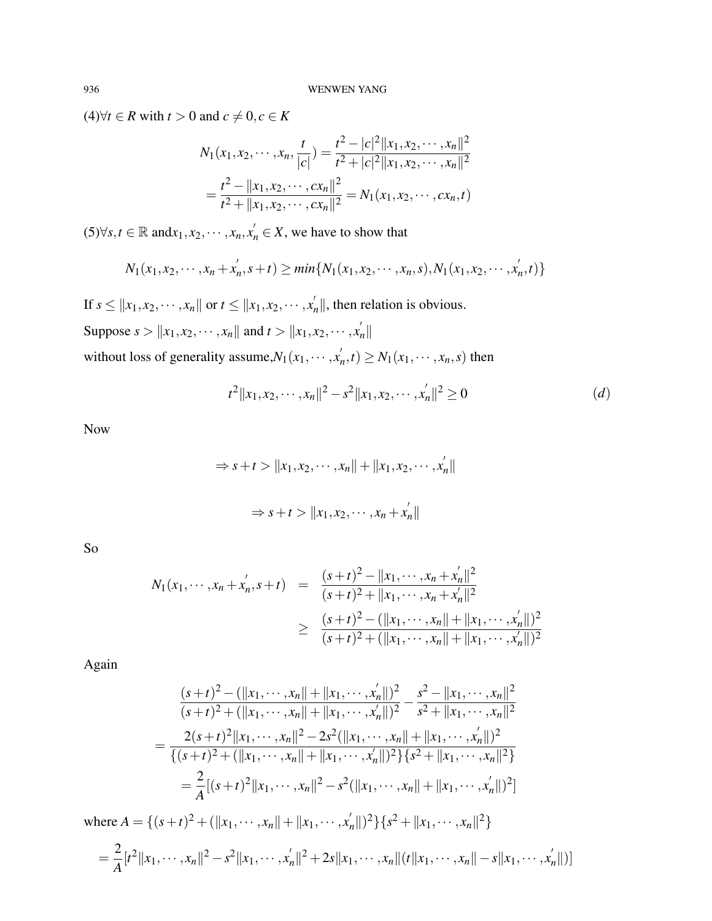(4)$\forall t \in R$ with $t > 0$ and $c \neq 0, c \in K$

$$
\begin{aligned}
N_1(x_1, x_2, \cdots, x_n, \frac{t}{|c|}) &= \frac{t^2 - |c|^2 \|x_1, x_2, \cdots, x_n\|^2}{t^2 + |c|^2 \|x_1, x_2, \cdots, x_n\|^2} \\
&= \frac{t^2 - \|x_1, x_2, \cdots, cx_n\|^2}{t^2 + \|x_1, x_2, \cdots, cx_n\|^2} = N_1(x_1, x_2, \cdots, cx_n, t)
\end{aligned}
$$

(5)$\forall s, t \in \mathbb{R}$ and$x_1, x_2, \cdots, x_n, x_n^{'} \in X$, we have to show that

$$
N_1(x_1, x_2, \cdots, x_n + x_n^{'}, s + t) \geq min\{N_1(x_1, x_2, \cdots, x_n, s), N_1(x_1, x_2, \cdots, x_n^{'}, t)\}
$$

If $s \leq \|x_1, x_2, \cdots, x_n\|$ or $t \leq \|x_1, x_2, \cdots, x_n^{'}\|$, then relation is obvious.

Suppose $s > \|x_1, x_2, \cdots, x_n\|$ and $t > \|x_1, x_2, \cdots, x_n^{'}\|$

without loss of generality assume,$N_1(x_1, \cdots, x_n^{'}, t) \geq N_1(x_1, \cdots, x_n, s)$ then

$$
t^2 \|x_1, x_2, \cdots, x_n\|^2 - s^2 \|x_1, x_2, \cdots, x_n^{'}\|^2 \geq 0 \qquad (d)
$$

Now

$$
\Rightarrow s + t > \|x_1, x_2, \cdots, x_n\| + \|x_1, x_2, \cdots, x_n^{'}\|
$$

$$
\Rightarrow s + t > \|x_1, x_2, \cdots, x_n + x_n^{'}\|
$$

So

$$
\begin{aligned}
N_1(x_1, \cdots, x_n + x_n^{'}, s + t) &= \frac{(s+t)^2 - \|x_1, \cdots, x_n + x_n^{'}\|^2}{(s+t)^2 + \|x_1, \cdots, x_n + x_n^{'}\|^2} \\
&\geq \frac{(s+t)^2 - (\|x_1, \cdots, x_n\| + \|x_1, \cdots, x_n^{'}\|)^2}{(s+t)^2 + (\|x_1, \cdots, x_n\| + \|x_1, \cdots, x_n^{'}\|)^2}
\end{aligned}
$$

Again

$$
\begin{aligned}
&\frac{(s+t)^2 - (\|x_1, \cdots, x_n\| + \|x_1, \cdots, x_n^{'}\|)^2}{(s+t)^2 + (\|x_1, \cdots, x_n\| + \|x_1, \cdots, x_n^{'}\|)^2} - \frac{s^2 - \|x_1, \cdots, x_n\|^2}{s^2 + \|x_1, \cdots, x_n\|^2} \\
&= \frac{2(s+t)^2 \|x_1, \cdots, x_n\|^2 - 2s^2 (\|x_1, \cdots, x_n\| + \|x_1, \cdots, x_n^{'}\|)^2}{\{(s+t)^2 + (\|x_1, \cdots, x_n\| + \|x_1, \cdots, x_n^{'}\|)^2\}\{s^2 + \|x_1, \cdots, x_n\|^2\}} \\
&= \frac{2}{A}[(s+t)^2 \|x_1, \cdots, x_n\|^2 - s^2 (\|x_1, \cdots, x_n\| + \|x_1, \cdots, x_n^{'}\|)^2]
\end{aligned}
$$

where $A = \{(s+t)^2 + (\|x_1, \cdots, x_n\| + \|x_1, \cdots, x_n^{'}\|)^2\}\{s^2 + \|x_1, \cdots, x_n\|^2\}$

$$
= \frac{2}{A}[t^2 \|x_1, \cdots, x_n\|^2 - s^2 \|x_1, \cdots, x_n^{'}\|^2 + 2s \|x_1, \cdots, x_n\| (t \|x_1, \cdots, x_n\| - s \|x_1, \cdots, x_n^{'}\|)]
$$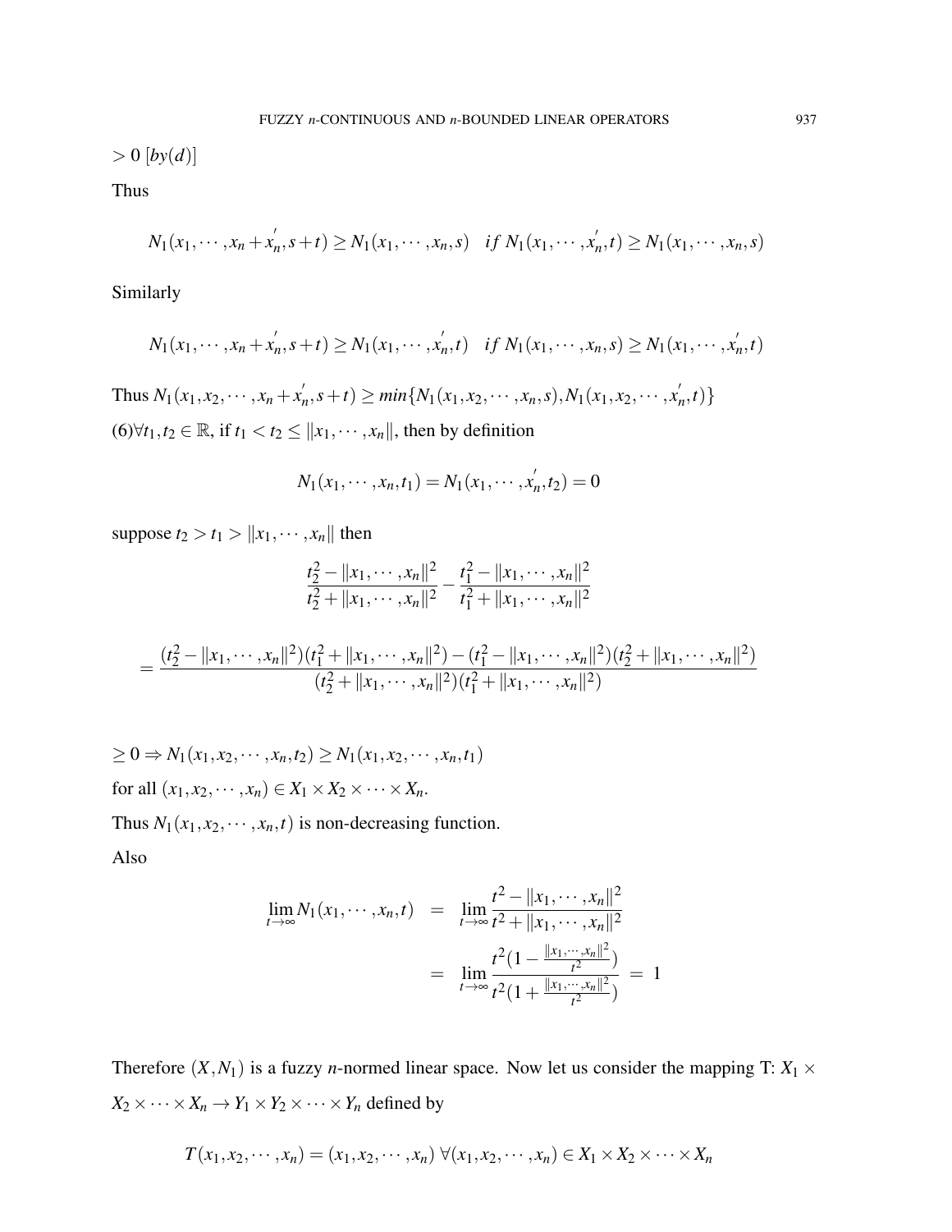$> 0$ $[by(d)]$

Thus

$$N_1(x_1,\cdots,x_n+x_n^{'},s+t) \geq N_1(x_1,\cdots,x_n,s) \quad if \; N_1(x_1,\cdots,x_n^{'},t) \geq N_1(x_1,\cdots,x_n,s)$$

Similarly

$$N_1(x_1,\cdots,x_n+x_n^{'},s+t) \geq N_1(x_1,\cdots,x_n^{'},t) \quad if \; N_1(x_1,\cdots,x_n,s) \geq N_1(x_1,\cdots,x_n^{'},t)$$

Thus $N_1(x_1,x_2,\cdots,x_n+x_n^{'},s+t) \geq min\{N_1(x_1,x_2,\cdots,x_n,s), N_1(x_1,x_2,\cdots,x_n^{'},t)\}$

(6)$\forall t_1,t_2 \in \mathbb{R}$, if $t_1 < t_2 \leq \|x_1,\cdots,x_n\|$, then by definition

$$N_1(x_1,\cdots,x_n,t_1) = N_1(x_1,\cdots,x_n^{'},t_2) = 0$$

suppose $t_2 > t_1 > \|x_1,\cdots,x_n\|$ then

$$\frac{t_2^2 - \|x_1,\cdots,x_n\|^2}{t_2^2 + \|x_1,\cdots,x_n\|^2} - \frac{t_1^2 - \|x_1,\cdots,x_n\|^2}{t_1^2 + \|x_1,\cdots,x_n\|^2}$$

$$= \frac{(t_2^2 - \|x_1,\cdots,x_n\|^2)(t_1^2 + \|x_1,\cdots,x_n\|^2) - (t_1^2 - \|x_1,\cdots,x_n\|^2)(t_2^2 + \|x_1,\cdots,x_n\|^2)}{(t_2^2 + \|x_1,\cdots,x_n\|^2)(t_1^2 + \|x_1,\cdots,x_n\|^2)}$$

$\geq 0 \Rightarrow N_1(x_1,x_2,\cdots,x_n,t_2) \geq N_1(x_1,x_2,\cdots,x_n,t_1)$

for all $(x_1,x_2,\cdots,x_n) \in X_1 \times X_2 \times \cdots \times X_n$.

Thus $N_1(x_1,x_2,\cdots,x_n,t)$ is non-decreasing function.

Also

$$\begin{aligned}
\lim_{t\to\infty} N_1(x_1,\cdots,x_n,t) &= \lim_{t\to\infty} \frac{t^2 - \|x_1,\cdots,x_n\|^2}{t^2 + \|x_1,\cdots,x_n\|^2} \\
&= \lim_{t\to\infty} \frac{t^2(1 - \frac{\|x_1,\cdots,x_n\|^2}{t^2})}{t^2(1 + \frac{\|x_1,\cdots,x_n\|^2}{t^2})} = 1
\end{aligned}$$

Therefore $(X,N_1)$ is a fuzzy $n$-normed linear space. Now let us consider the mapping T: $X_1 \times X_2 \times \cdots \times X_n \to Y_1 \times Y_2 \times \cdots \times Y_n$ defined by

$$T(x_1,x_2,\cdots,x_n) = (x_1,x_2,\cdots,x_n) \; \forall (x_1,x_2,\cdots,x_n) \in X_1 \times X_2 \times \cdots \times X_n$$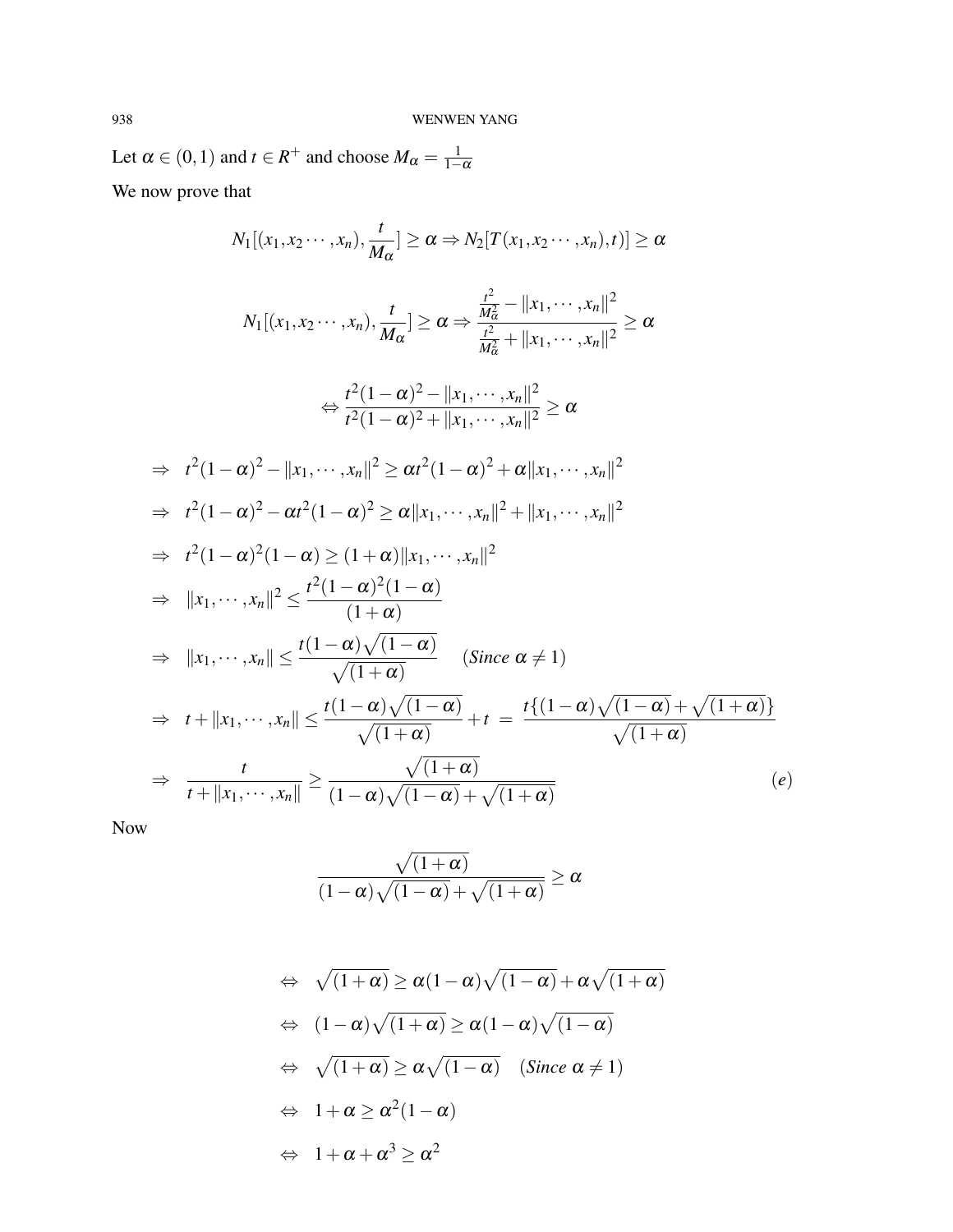Let $\alpha \in (0,1)$ and $t \in R^+$ and choose $M_\alpha = \frac{1}{1-\alpha}$

We now prove that

$$N_1[(x_1, x_2 \cdots, x_n), \frac{t}{M_\alpha}] \geq \alpha \Rightarrow N_2[T(x_1, x_2 \cdots, x_n), t)] \geq \alpha$$

$$N_1[(x_1, x_2 \cdots, x_n), \frac{t}{M_\alpha}] \geq \alpha \Rightarrow \frac{\frac{t^2}{M_\alpha^2} - \|x_1, \cdots, x_n\|^2}{\frac{t^2}{M_\alpha^2} + \|x_1, \cdots, x_n\|^2} \geq \alpha$$

$$\Leftrightarrow \frac{t^2(1-\alpha)^2 - \|x_1, \cdots, x_n\|^2}{t^2(1-\alpha)^2 + \|x_1, \cdots, x_n\|^2} \geq \alpha$$

$$\begin{aligned}
&\Rightarrow \quad t^2(1-\alpha)^2 - \|x_1, \cdots, x_n\|^2 \geq \alpha t^2(1-\alpha)^2 + \alpha \|x_1, \cdots, x_n\|^2 \\
&\Rightarrow \quad t^2(1-\alpha)^2 - \alpha t^2(1-\alpha)^2 \geq \alpha \|x_1, \cdots, x_n\|^2 + \|x_1, \cdots, x_n\|^2 \\
&\Rightarrow \quad t^2(1-\alpha)^2(1-\alpha) \geq (1+\alpha)\|x_1, \cdots, x_n\|^2 \\
&\Rightarrow \quad \|x_1, \cdots, x_n\|^2 \leq \frac{t^2(1-\alpha)^2(1-\alpha)}{(1+\alpha)} \\
&\Rightarrow \quad \|x_1, \cdots, x_n\| \leq \frac{t(1-\alpha)\sqrt{(1-\alpha)}}{\sqrt{(1+\alpha)}} \quad (\text{Since } \alpha \neq 1) \\
&\Rightarrow \quad t + \|x_1, \cdots, x_n\| \leq \frac{t(1-\alpha)\sqrt{(1-\alpha)}}{\sqrt{(1+\alpha)}} + t \; = \; \frac{t\{(1-\alpha)\sqrt{(1-\alpha)} + \sqrt{(1+\alpha)}\}}{\sqrt{(1+\alpha)}} \\
&\Rightarrow \quad \frac{t}{t + \|x_1, \cdots, x_n\|} \geq \frac{\sqrt{(1+\alpha)}}{(1-\alpha)\sqrt{(1-\alpha)} + \sqrt{(1+\alpha)}} \qquad (e)
\end{aligned}$$

Now

$$\frac{\sqrt{(1+\alpha)}}{(1-\alpha)\sqrt{(1-\alpha)} + \sqrt{(1+\alpha)}} \geq \alpha$$

$$\begin{aligned}
&\Leftrightarrow \quad \sqrt{(1+\alpha)} \geq \alpha(1-\alpha)\sqrt{(1-\alpha)} + \alpha\sqrt{(1+\alpha)} \\
&\Leftrightarrow \quad (1-\alpha)\sqrt{(1+\alpha)} \geq \alpha(1-\alpha)\sqrt{(1-\alpha)} \\
&\Leftrightarrow \quad \sqrt{(1+\alpha)} \geq \alpha\sqrt{(1-\alpha)} \quad (\text{Since } \alpha \neq 1) \\
&\Leftrightarrow \quad 1+\alpha \geq \alpha^2(1-\alpha) \\
&\Leftrightarrow \quad 1+\alpha+\alpha^3 \geq \alpha^2
\end{aligned}$$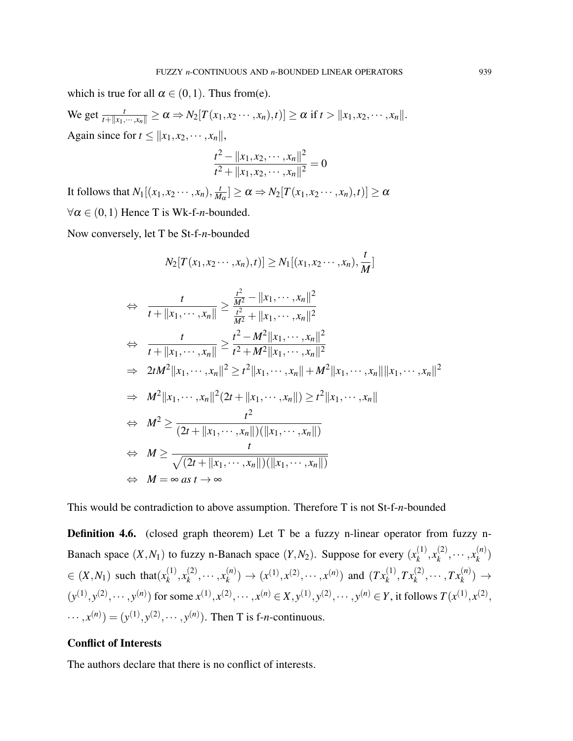which is true for all $\alpha \in (0,1)$. Thus from(e).

We get $\frac{t}{t+\|x_1,\cdots,x_n\|} \geq \alpha \Rightarrow N_2[T(x_1,x_2\cdots,x_n),t)] \geq \alpha$ if $t > \|x_1,x_2,\cdots,x_n\|$.

Again since for $t \leq \|x_1,x_2,\cdots,x_n\|$,

$$\frac{t^2 - \|x_1,x_2,\cdots,x_n\|^2}{t^2 + \|x_1,x_2,\cdots,x_n\|^2} = 0$$

It follows that $N_1[(x_1,x_2\cdots,x_n),\frac{t}{M_\alpha}] \geq \alpha \Rightarrow N_2[T(x_1,x_2\cdots,x_n),t)] \geq \alpha$

$\forall \alpha \in (0,1)$ Hence T is Wk-f-$n$-bounded.

Now conversely, let T be St-f-$n$-bounded

$$N_2[T(x_1,x_2\cdots,x_n),t)] \geq N_1[(x_1,x_2\cdots,x_n),\frac{t}{M}]$$

$$\begin{aligned}
&\Leftrightarrow \quad \frac{t}{t+\|x_1,\cdots,x_n\|} \geq \frac{\frac{t^2}{M^2} - \|x_1,\cdots,x_n\|^2}{\frac{t^2}{M^2} + \|x_1,\cdots,x_n\|^2} \\
&\Leftrightarrow \quad \frac{t}{t+\|x_1,\cdots,x_n\|} \geq \frac{t^2 - M^2\|x_1,\cdots,x_n\|^2}{t^2 + M^2\|x_1,\cdots,x_n\|^2} \\
&\Rightarrow \quad 2tM^2\|x_1,\cdots,x_n\|^2 \geq t^2\|x_1,\cdots,x_n\| + M^2\|x_1,\cdots,x_n\|\|x_1,\cdots,x_n\|^2 \\
&\Rightarrow \quad M^2\|x_1,\cdots,x_n\|^2(2t + \|x_1,\cdots,x_n\|) \geq t^2\|x_1,\cdots,x_n\| \\
&\Leftrightarrow \quad M^2 \geq \frac{t^2}{(2t+\|x_1,\cdots,x_n\|)(\|x_1,\cdots,x_n\|)} \\
&\Leftrightarrow \quad M \geq \frac{t}{\sqrt{(2t+\|x_1,\cdots,x_n\|)(\|x_1,\cdots,x_n\|)}} \\
&\Leftrightarrow \quad M = \infty \; as \; t \to \infty
\end{aligned}$$

This would be contradiction to above assumption. Therefore T is not St-f-$n$-bounded

**Definition 4.6.** (closed graph theorem) Let T be a fuzzy n-linear operator from fuzzy n-Banach space $(X,N_1)$ to fuzzy n-Banach space $(Y,N_2)$. Suppose for every $(x_k^{(1)},x_k^{(2)},\cdots,x_k^{(n)}) \in (X,N_1)$ such that$(x_k^{(1)},x_k^{(2)},\cdots,x_k^{(n)}) \to (x^{(1)},x^{(2)},\cdots,x^{(n)})$ and $(Tx_k^{(1)},Tx_k^{(2)},\cdots,Tx_k^{(n)}) \to (y^{(1)},y^{(2)},\cdots,y^{(n)})$ for some $x^{(1)},x^{(2)},\cdots,x^{(n)} \in X, y^{(1)},y^{(2)},\cdots,y^{(n)} \in Y$, it follows $T(x^{(1)},x^{(2)},\cdots,x^{(n)}) = (y^{(1)},y^{(2)},\cdots,y^{(n)})$. Then T is f-$n$-continuous.

### Conflict of Interests

The authors declare that there is no conflict of interests.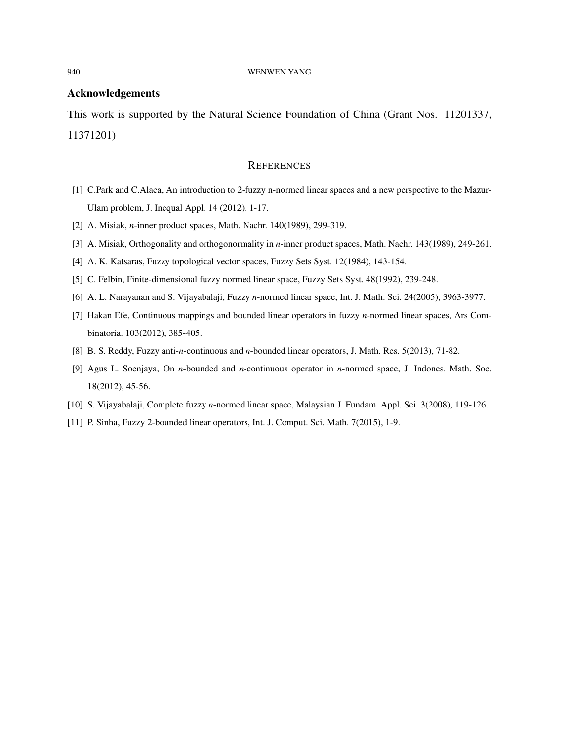## Acknowledgements

This work is supported by the Natural Science Foundation of China (Grant Nos. 11201337, 11371201)

## References

[1] C.Park and C.Alaca, An introduction to 2-fuzzy n-normed linear spaces and a new perspective to the Mazur-Ulam problem, J. Inequal Appl. 14 (2012), 1-17.

[2] A. Misiak, *n*-inner product spaces, Math. Nachr. 140(1989), 299-319.

[3] A. Misiak, Orthogonality and orthogonormality in *n*-inner product spaces, Math. Nachr. 143(1989), 249-261.

[4] A. K. Katsaras, Fuzzy topological vector spaces, Fuzzy Sets Syst. 12(1984), 143-154.

[5] C. Felbin, Finite-dimensional fuzzy normed linear space, Fuzzy Sets Syst. 48(1992), 239-248.

[6] A. L. Narayanan and S. Vijayabalaji, Fuzzy *n*-normed linear space, Int. J. Math. Sci. 24(2005), 3963-3977.

[7] Hakan Efe, Continuous mappings and bounded linear operators in fuzzy *n*-normed linear spaces, Ars Combinatoria. 103(2012), 385-405.

[8] B. S. Reddy, Fuzzy anti-*n*-continuous and *n*-bounded linear operators, J. Math. Res. 5(2013), 71-82.

[9] Agus L. Soenjaya, On *n*-bounded and *n*-continuous operator in *n*-normed space, J. Indones. Math. Soc. 18(2012), 45-56.

[10] S. Vijayabalaji, Complete fuzzy *n*-normed linear space, Malaysian J. Fundam. Appl. Sci. 3(2008), 119-126.

[11] P. Sinha, Fuzzy 2-bounded linear operators, Int. J. Comput. Sci. Math. 7(2015), 1-9.